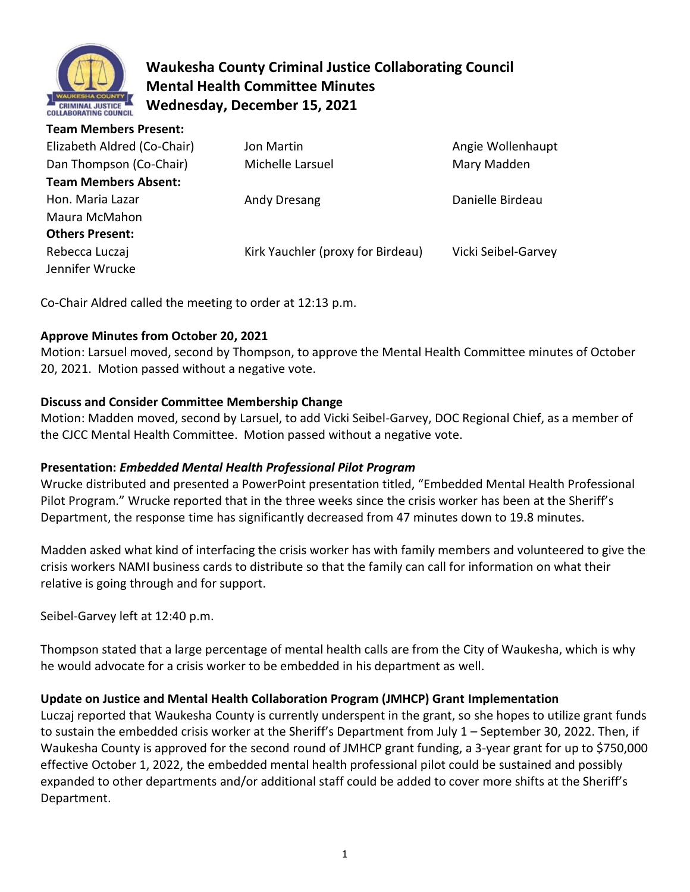# Waukesha County Criminal Justice Collaborating Council
## Mental Health Committee Minutes
### Wednesday, December 15, 2021

**Team Members Present:**

| | | |
|---|---|---|
| Elizabeth Aldred (Co-Chair) | Jon Martin | Angie Wollenhaupt |
| Dan Thompson (Co-Chair) | Michelle Larsuel | Mary Madden |

**Team Members Absent:**

| | | |
|---|---|---|
| Hon. Maria Lazar | Andy Dresang | Danielle Birdeau |
| Maura McMahon | | |

**Others Present:**

| | | |
|---|---|---|
| Rebecca Luczaj | Kirk Yauchler (proxy for Birdeau) | Vicki Seibel-Garvey |
| Jennifer Wrucke | | |

Co-Chair Aldred called the meeting to order at 12:13 p.m.

**Approve Minutes from October 20, 2021**

Motion: Larsuel moved, second by Thompson, to approve the Mental Health Committee minutes of October 20, 2021. Motion passed without a negative vote.

**Discuss and Consider Committee Membership Change**

Motion: Madden moved, second by Larsuel, to add Vicki Seibel-Garvey, DOC Regional Chief, as a member of the CJCC Mental Health Committee. Motion passed without a negative vote.

**Presentation: *Embedded Mental Health Professional Pilot Program***

Wrucke distributed and presented a PowerPoint presentation titled, "Embedded Mental Health Professional Pilot Program." Wrucke reported that in the three weeks since the crisis worker has been at the Sheriff's Department, the response time has significantly decreased from 47 minutes down to 19.8 minutes.

Madden asked what kind of interfacing the crisis worker has with family members and volunteered to give the crisis workers NAMI business cards to distribute so that the family can call for information on what their relative is going through and for support.

Seibel-Garvey left at 12:40 p.m.

Thompson stated that a large percentage of mental health calls are from the City of Waukesha, which is why he would advocate for a crisis worker to be embedded in his department as well.

**Update on Justice and Mental Health Collaboration Program (JMHCP) Grant Implementation**

Luczaj reported that Waukesha County is currently underspent in the grant, so she hopes to utilize grant funds to sustain the embedded crisis worker at the Sheriff's Department from July 1 – September 30, 2022. Then, if Waukesha County is approved for the second round of JMHCP grant funding, a 3-year grant for up to $750,000 effective October 1, 2022, the embedded mental health professional pilot could be sustained and possibly expanded to other departments and/or additional staff could be added to cover more shifts at the Sheriff's Department.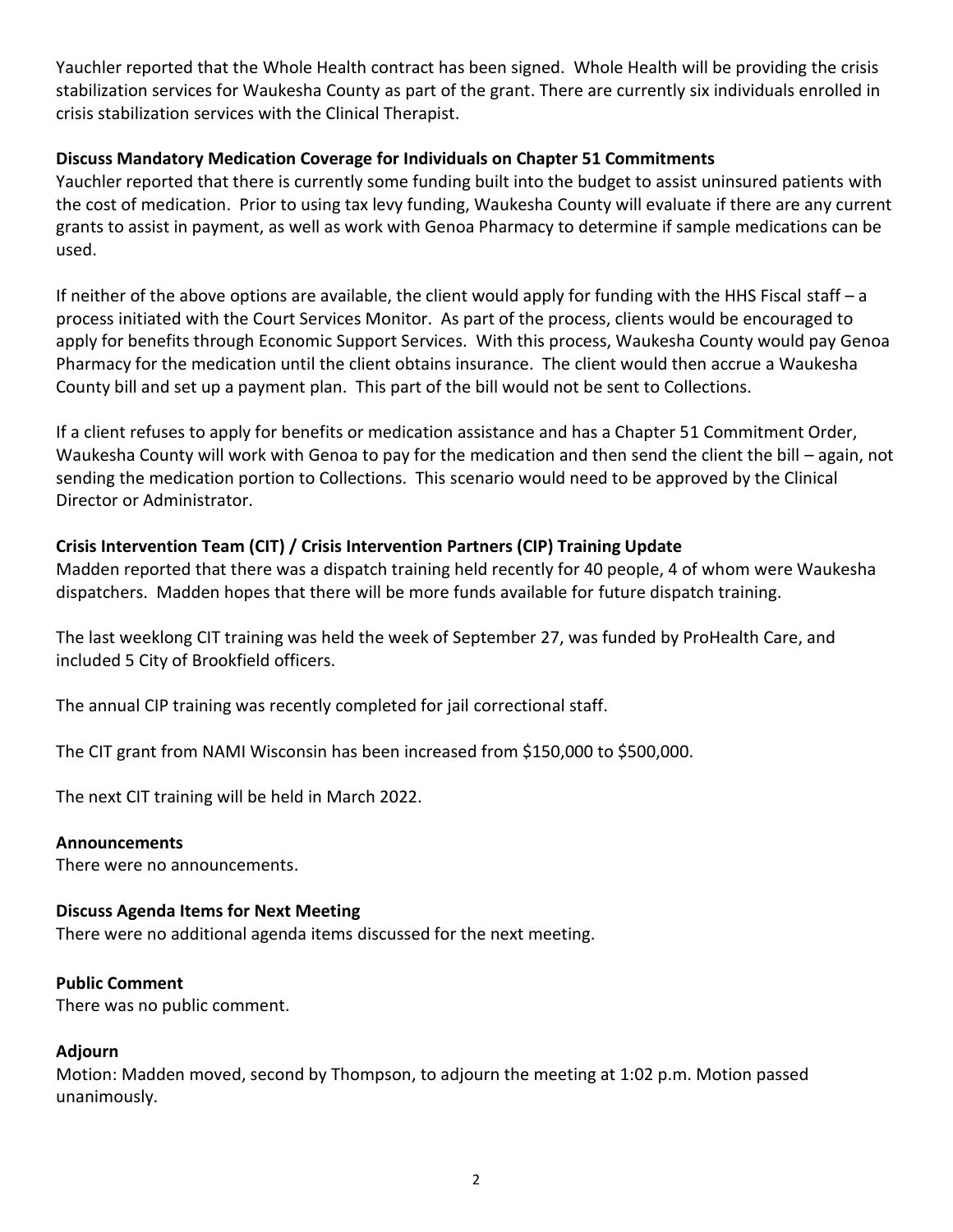Yauchler reported that the Whole Health contract has been signed. Whole Health will be providing the crisis stabilization services for Waukesha County as part of the grant. There are currently six individuals enrolled in crisis stabilization services with the Clinical Therapist.

**Discuss Mandatory Medication Coverage for Individuals on Chapter 51 Commitments**

Yauchler reported that there is currently some funding built into the budget to assist uninsured patients with the cost of medication. Prior to using tax levy funding, Waukesha County will evaluate if there are any current grants to assist in payment, as well as work with Genoa Pharmacy to determine if sample medications can be used.

If neither of the above options are available, the client would apply for funding with the HHS Fiscal staff – a process initiated with the Court Services Monitor. As part of the process, clients would be encouraged to apply for benefits through Economic Support Services. With this process, Waukesha County would pay Genoa Pharmacy for the medication until the client obtains insurance. The client would then accrue a Waukesha County bill and set up a payment plan. This part of the bill would not be sent to Collections.

If a client refuses to apply for benefits or medication assistance and has a Chapter 51 Commitment Order, Waukesha County will work with Genoa to pay for the medication and then send the client the bill – again, not sending the medication portion to Collections. This scenario would need to be approved by the Clinical Director or Administrator.

**Crisis Intervention Team (CIT) / Crisis Intervention Partners (CIP) Training Update**

Madden reported that there was a dispatch training held recently for 40 people, 4 of whom were Waukesha dispatchers. Madden hopes that there will be more funds available for future dispatch training.

The last weeklong CIT training was held the week of September 27, was funded by ProHealth Care, and included 5 City of Brookfield officers.

The annual CIP training was recently completed for jail correctional staff.

The CIT grant from NAMI Wisconsin has been increased from $150,000 to $500,000.

The next CIT training will be held in March 2022.

**Announcements**

There were no announcements.

**Discuss Agenda Items for Next Meeting**

There were no additional agenda items discussed for the next meeting.

**Public Comment**

There was no public comment.

**Adjourn**

Motion: Madden moved, second by Thompson, to adjourn the meeting at 1:02 p.m. Motion passed unanimously.